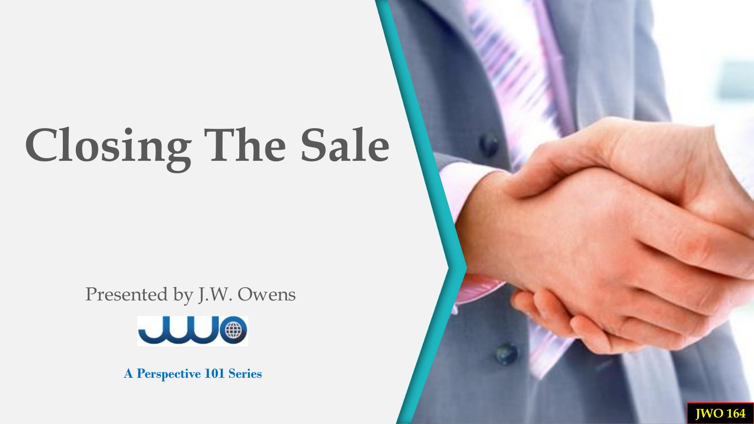# Closing The Sale

Presented by J.W. Owens

**A Perspective 101 Series**

JWO 164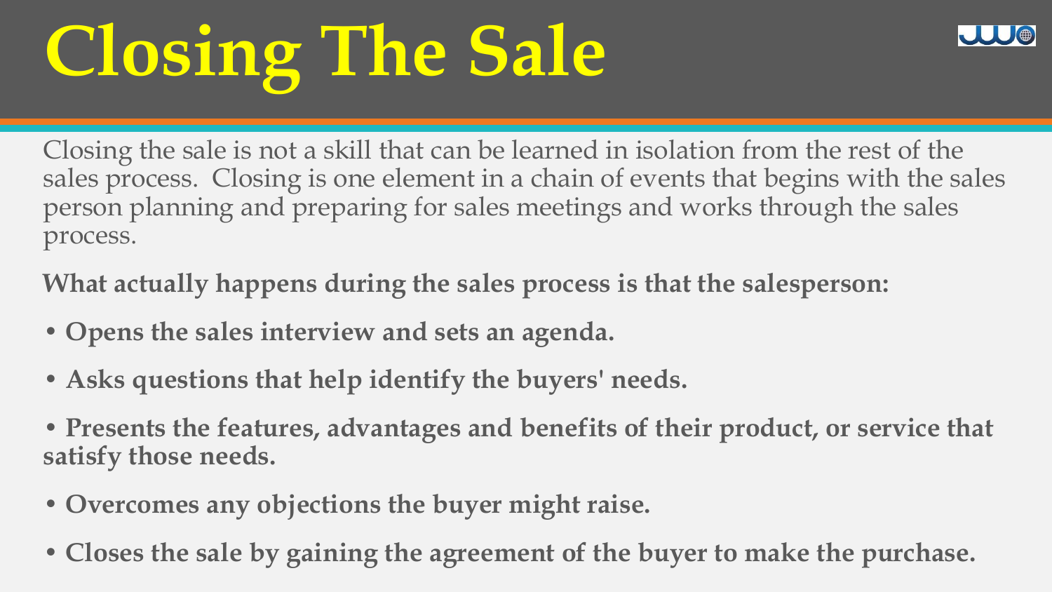# Closing The Sale

Closing the sale is not a skill that can be learned in isolation from the rest of the sales process. Closing is one element in a chain of events that begins with the sales person planning and preparing for sales meetings and works through the sales process.

**What actually happens during the sales process is that the salesperson:**

- **Opens the sales interview and sets an agenda.**
- **Asks questions that help identify the buyers' needs.**
- **Presents the features, advantages and benefits of their product, or service that satisfy those needs.**
- **Overcomes any objections the buyer might raise.**
- **Closes the sale by gaining the agreement of the buyer to make the purchase.**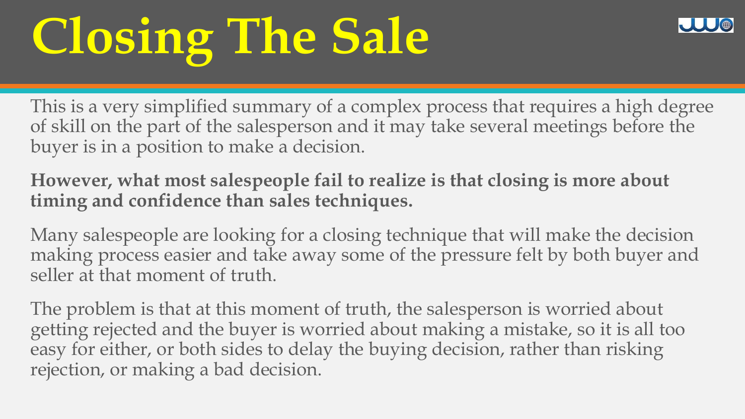# Closing The Sale

This is a very simplified summary of a complex process that requires a high degree of skill on the part of the salesperson and it may take several meetings before the buyer is in a position to make a decision.

**However, what most salespeople fail to realize is that closing is more about timing and confidence than sales techniques.**

Many salespeople are looking for a closing technique that will make the decision making process easier and take away some of the pressure felt by both buyer and seller at that moment of truth.

The problem is that at this moment of truth, the salesperson is worried about getting rejected and the buyer is worried about making a mistake, so it is all too easy for either, or both sides to delay the buying decision, rather than risking rejection, or making a bad decision.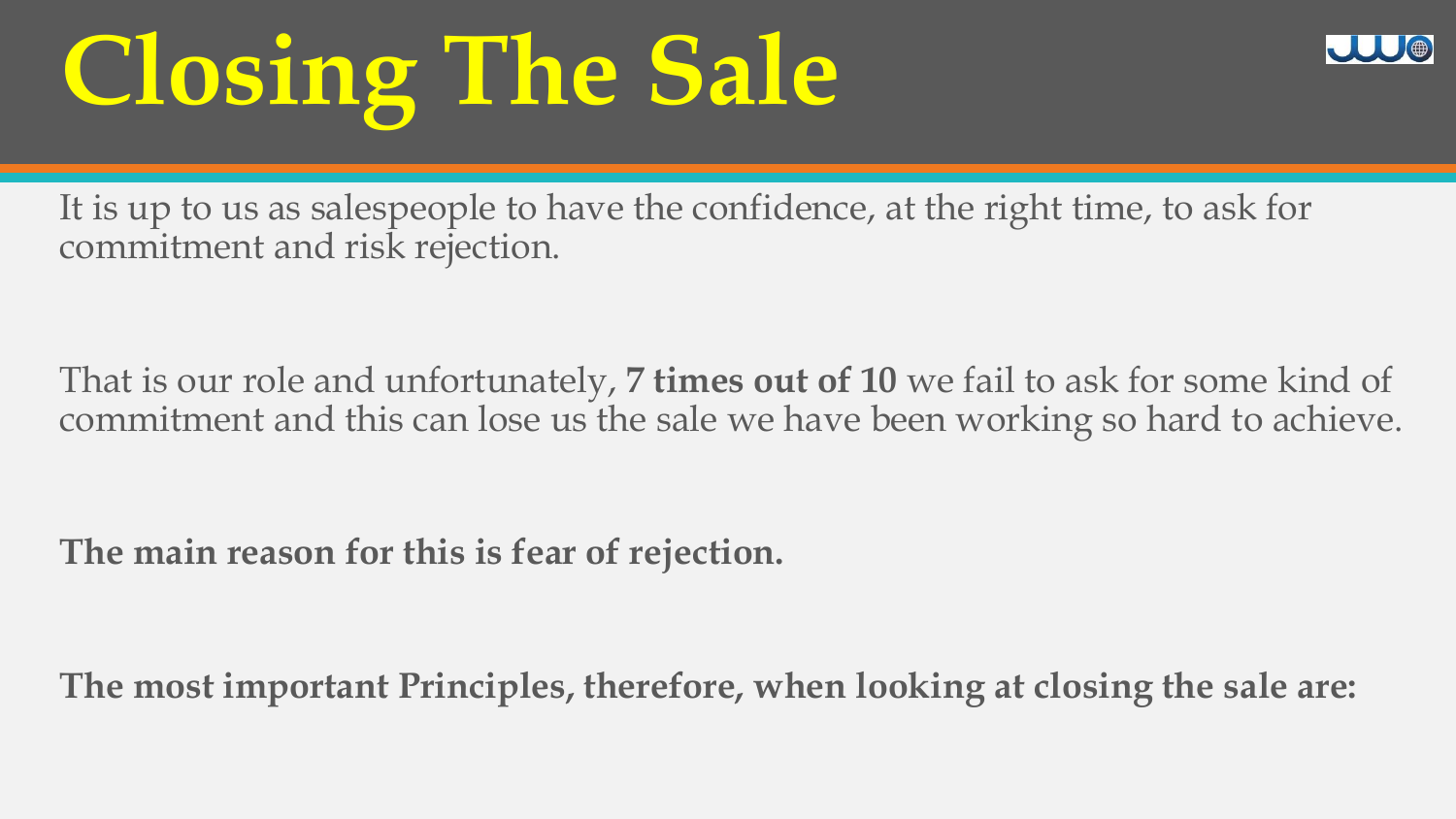# Closing The Sale

It is up to us as salespeople to have the confidence, at the right time, to ask for commitment and risk rejection.

That is our role and unfortunately, **7 times out of 10** we fail to ask for some kind of commitment and this can lose us the sale we have been working so hard to achieve.

**The main reason for this is fear of rejection.**

**The most important Principles, therefore, when looking at closing the sale are:**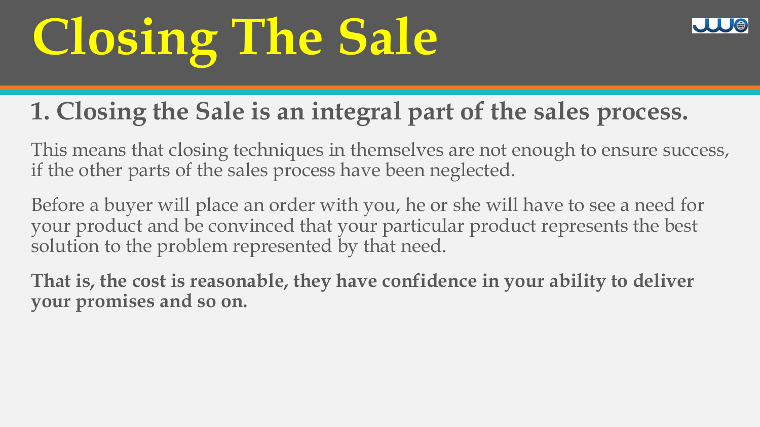# Closing The Sale

## 1. Closing the Sale is an integral part of the sales process.

This means that closing techniques in themselves are not enough to ensure success, if the other parts of the sales process have been neglected.

Before a buyer will place an order with you, he or she will have to see a need for your product and be convinced that your particular product represents the best solution to the problem represented by that need.

**That is, the cost is reasonable, they have confidence in your ability to deliver your promises and so on.**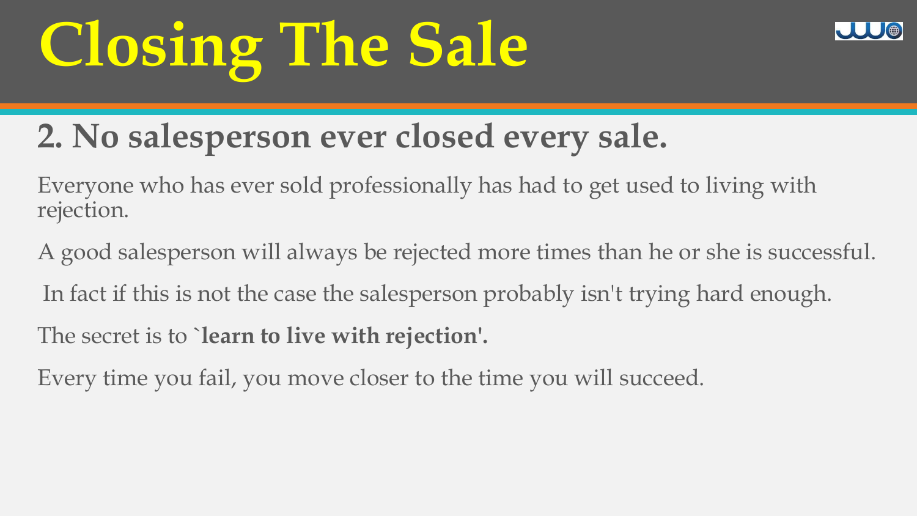# Closing The Sale

## 2. No salesperson ever closed every sale.

Everyone who has ever sold professionally has had to get used to living with rejection.

A good salesperson will always be rejected more times than he or she is successful.

In fact if this is not the case the salesperson probably isn't trying hard enough.

The secret is to **`learn to live with rejection'.**

Every time you fail, you move closer to the time you will succeed.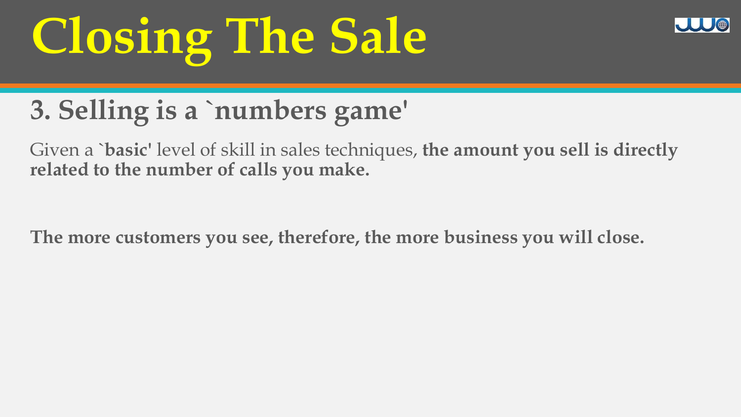# Closing The Sale

## 3. Selling is a `numbers game'

Given a `**basic'** level of skill in sales techniques, **the amount you sell is directly related to the number of calls you make.**

**The more customers you see, therefore, the more business you will close.**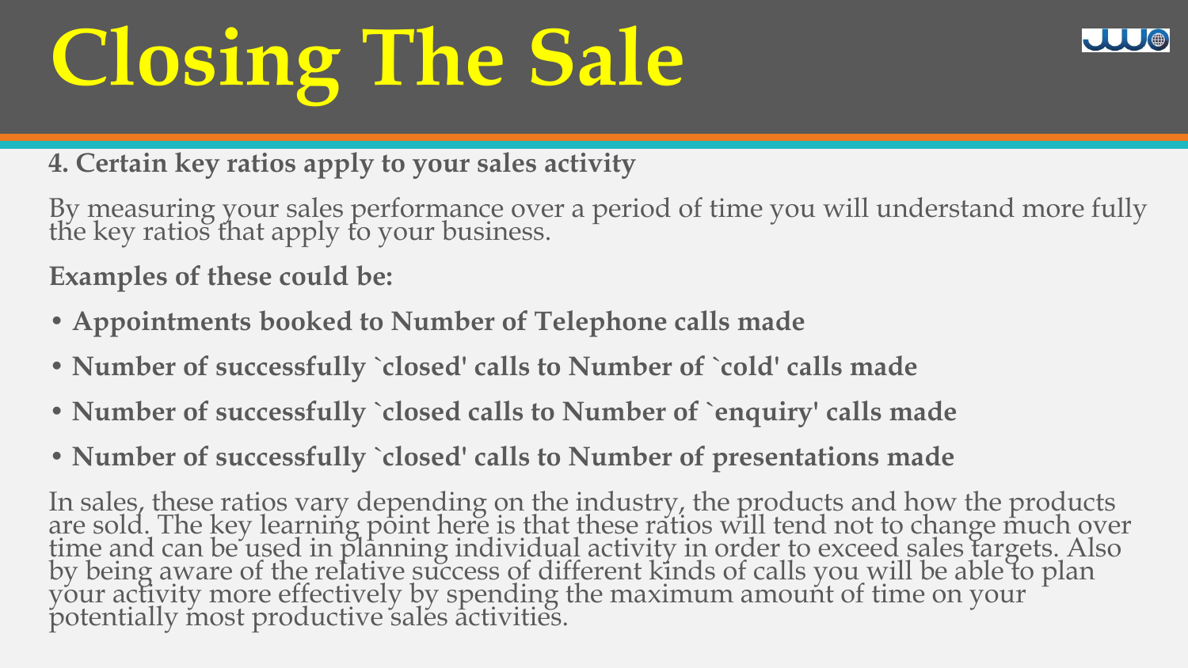# Closing The Sale

**4. Certain key ratios apply to your sales activity**

By measuring your sales performance over a period of time you will understand more fully the key ratios that apply to your business.

**Examples of these could be:**

- **Appointments booked to Number of Telephone calls made**
- **Number of successfully `closed' calls to Number of `cold' calls made**
- **Number of successfully `closed calls to Number of `enquiry' calls made**
- **Number of successfully `closed' calls to Number of presentations made**

In sales, these ratios vary depending on the industry, the products and how the products are sold. The key learning point here is that these ratios will tend not to change much over time and can be used in planning individual activity in order to exceed sales targets. Also by being aware of the relative success of different kinds of calls you will be able to plan your activity more effectively by spending the maximum amount of time on your potentially most productive sales activities.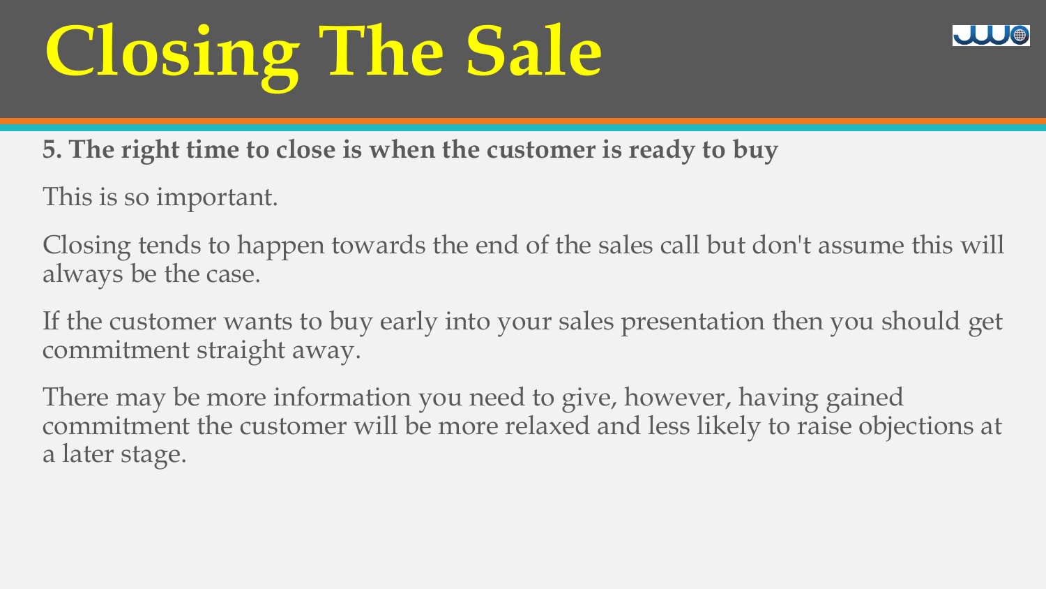# Closing The Sale

**5. The right time to close is when the customer is ready to buy**

This is so important.

Closing tends to happen towards the end of the sales call but don't assume this will always be the case.

If the customer wants to buy early into your sales presentation then you should get commitment straight away.

There may be more information you need to give, however, having gained commitment the customer will be more relaxed and less likely to raise objections at a later stage.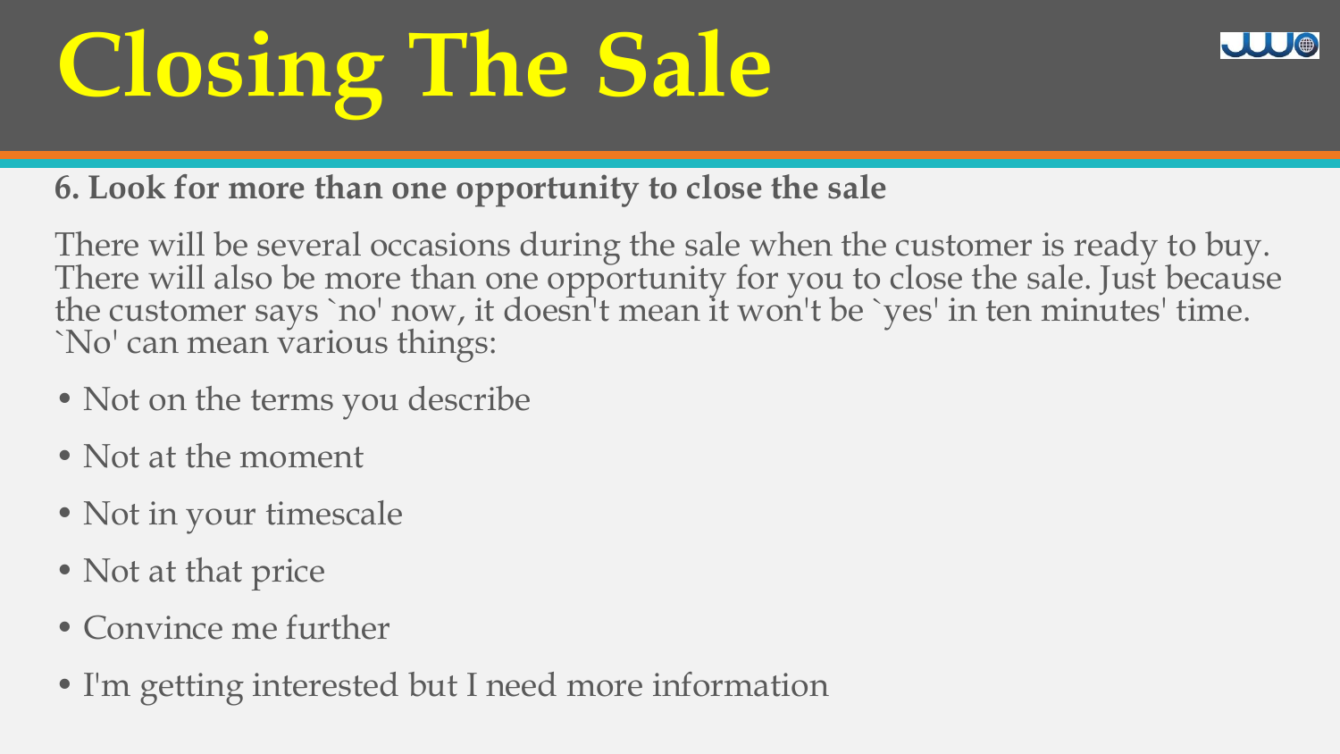# Closing The Sale

**6. Look for more than one opportunity to close the sale**

There will be several occasions during the sale when the customer is ready to buy. There will also be more than one opportunity for you to close the sale. Just because the customer says `no' now, it doesn't mean it won't be `yes' in ten minutes' time. `No' can mean various things:

- Not on the terms you describe
- Not at the moment
- Not in your timescale
- Not at that price
- Convince me further
- I'm getting interested but I need more information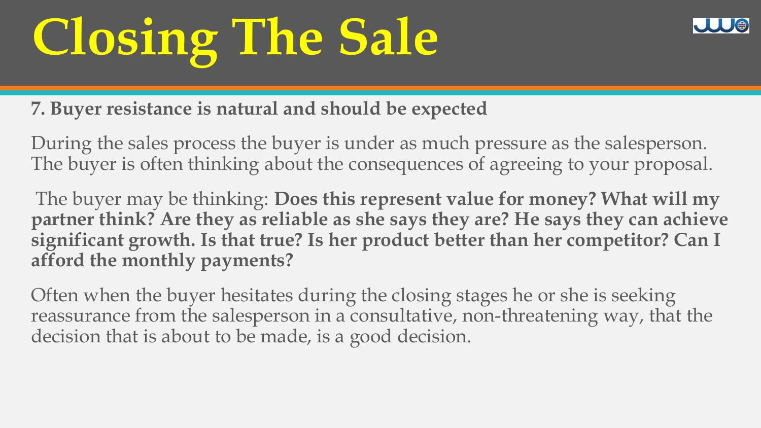# Closing The Sale

**7. Buyer resistance is natural and should be expected**

During the sales process the buyer is under as much pressure as the salesperson. The buyer is often thinking about the consequences of agreeing to your proposal.

The buyer may be thinking: **Does this represent value for money? What will my partner think? Are they as reliable as she says they are? He says they can achieve significant growth. Is that true? Is her product better than her competitor? Can I afford the monthly payments?**

Often when the buyer hesitates during the closing stages he or she is seeking reassurance from the salesperson in a consultative, non-threatening way, that the decision that is about to be made, is a good decision.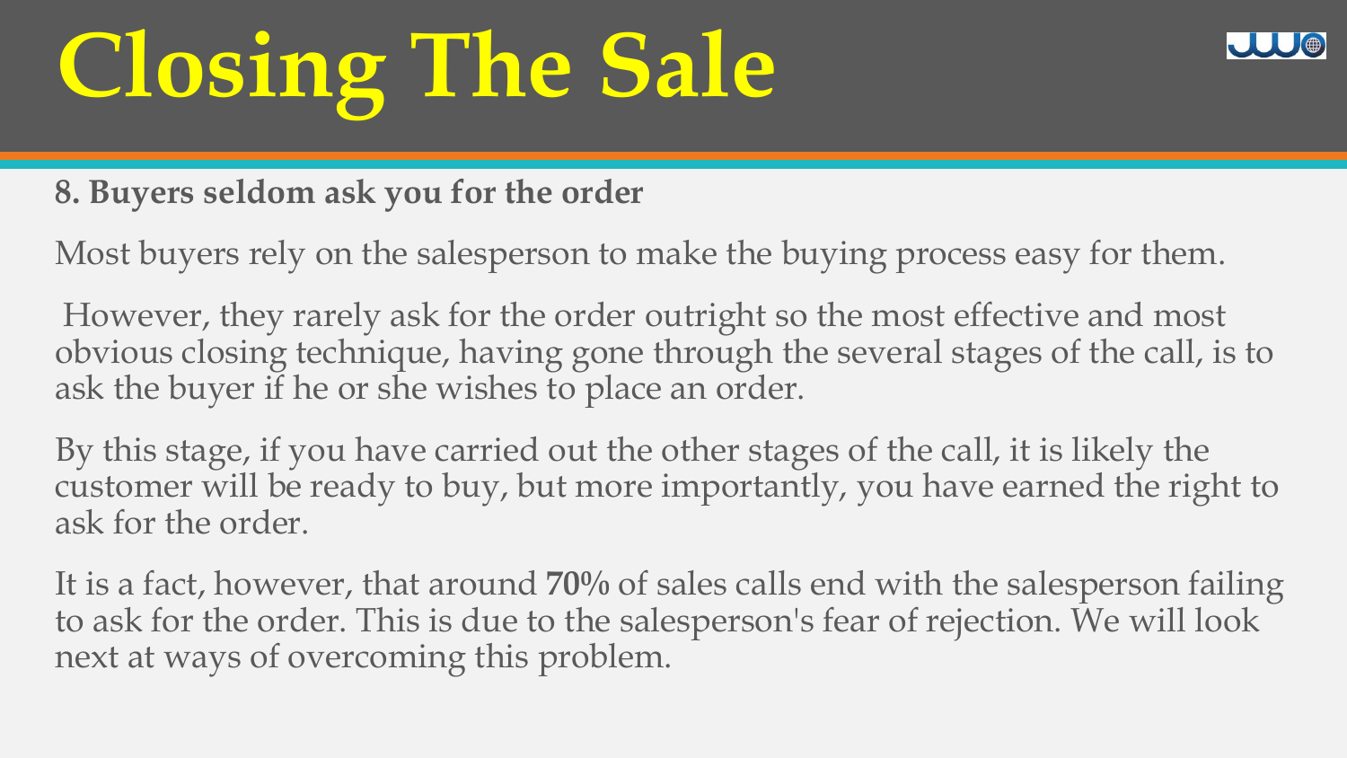# Closing The Sale

**8. Buyers seldom ask you for the order**

Most buyers rely on the salesperson to make the buying process easy for them.

However, they rarely ask for the order outright so the most effective and most obvious closing technique, having gone through the several stages of the call, is to ask the buyer if he or she wishes to place an order.

By this stage, if you have carried out the other stages of the call, it is likely the customer will be ready to buy, but more importantly, you have earned the right to ask for the order.

It is a fact, however, that around **70%** of sales calls end with the salesperson failing to ask for the order. This is due to the salesperson's fear of rejection. We will look next at ways of overcoming this problem.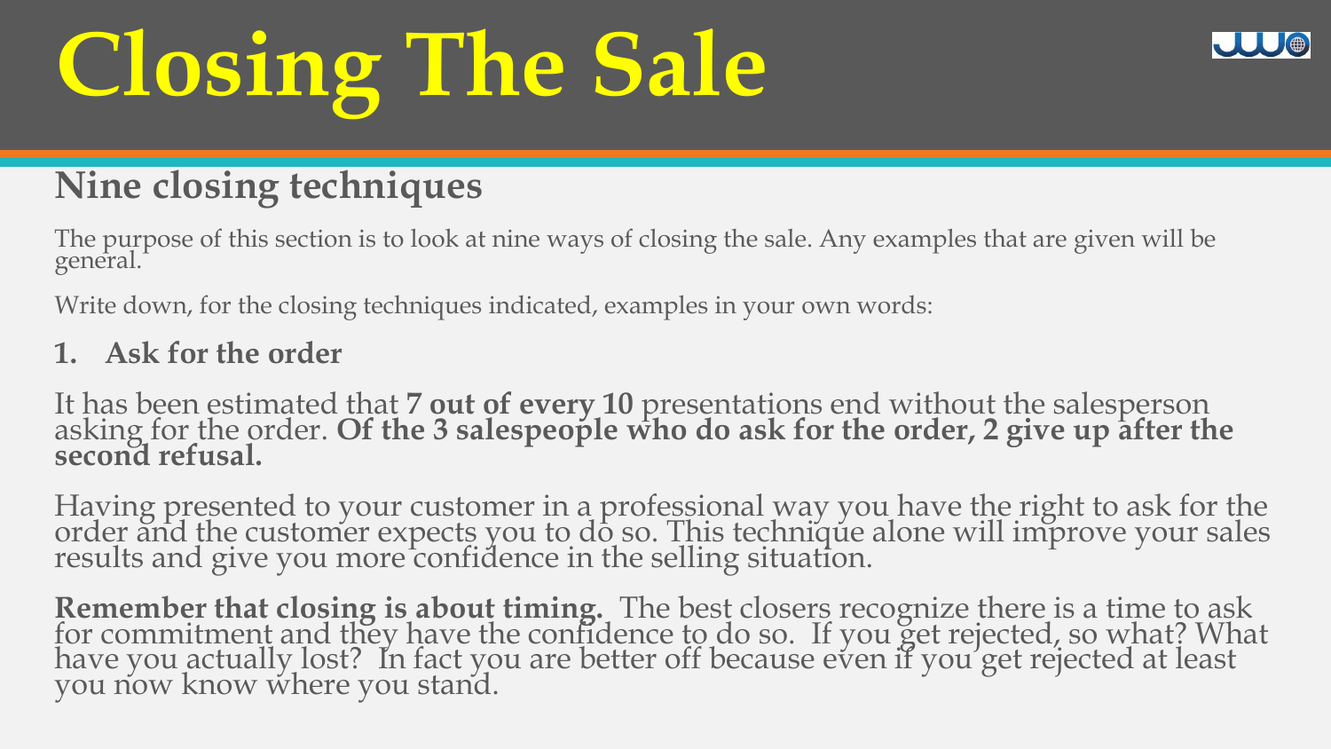# Closing The Sale

## Nine closing techniques

The purpose of this section is to look at nine ways of closing the sale. Any examples that are given will be general.

Write down, for the closing techniques indicated, examples in your own words:

### 1. Ask for the order

It has been estimated that **7 out of every 10** presentations end without the salesperson asking for the order. **Of the 3 salespeople who do ask for the order, 2 give up after the second refusal.**

Having presented to your customer in a professional way you have the right to ask for the order and the customer expects you to do so. This technique alone will improve your sales results and give you more confidence in the selling situation.

**Remember that closing is about timing.** The best closers recognize there is a time to ask for commitment and they have the confidence to do so. If you get rejected, so what? What have you actually lost? In fact you are better off because even if you get rejected at least you now know where you stand.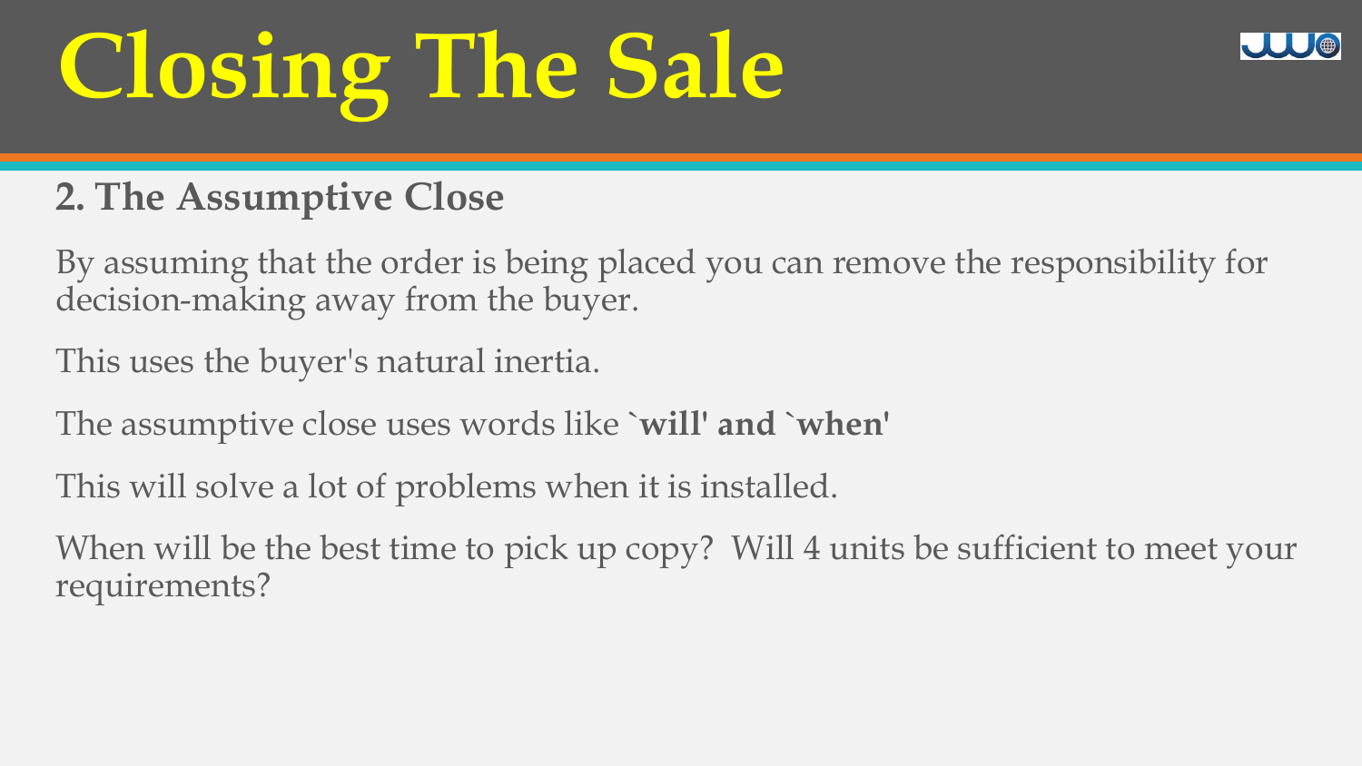# Closing The Sale

## 2. The Assumptive Close

By assuming that the order is being placed you can remove the responsibility for decision-making away from the buyer.

This uses the buyer's natural inertia.

The assumptive close uses words like **`will' and `when'**

This will solve a lot of problems when it is installed.

When will be the best time to pick up copy?  Will 4 units be sufficient to meet your requirements?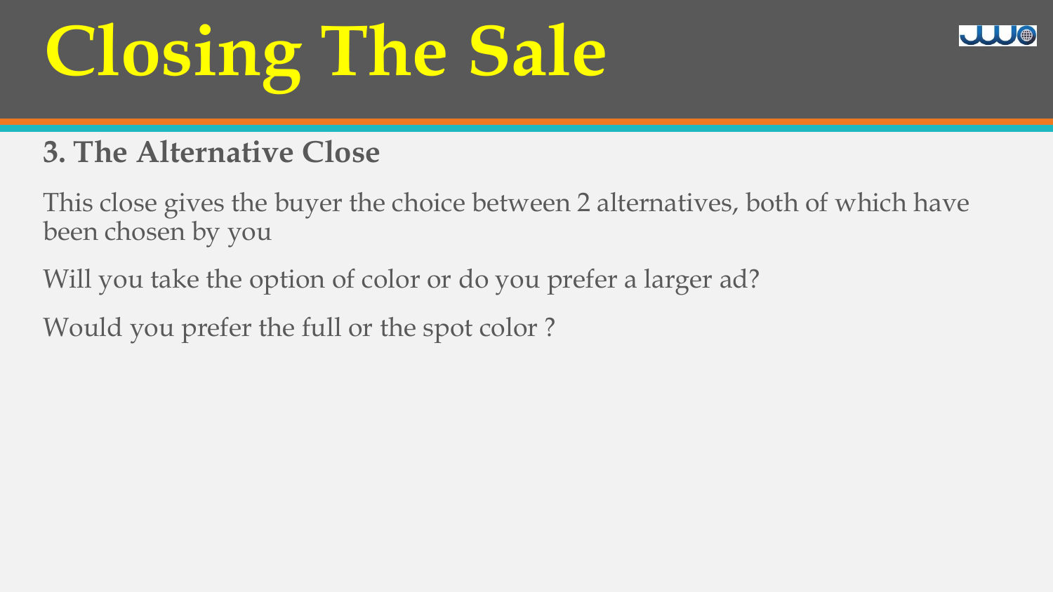# Closing The Sale

## 3. The Alternative Close

This close gives the buyer the choice between 2 alternatives, both of which have been chosen by you

Will you take the option of color or do you prefer a larger ad?

Would you prefer the full or the spot color ?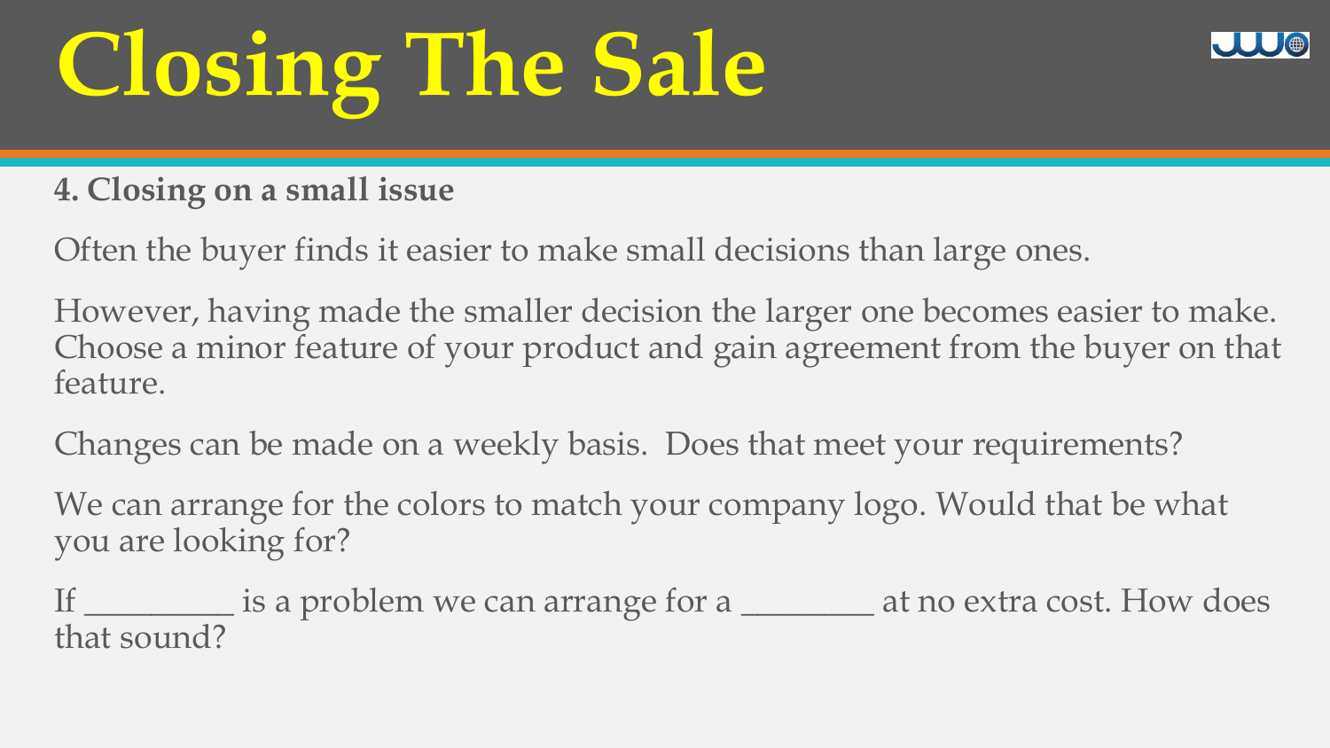# Closing The Sale

**4. Closing on a small issue**

Often the buyer finds it easier to make small decisions than large ones.

However, having made the smaller decision the larger one becomes easier to make. Choose a minor feature of your product and gain agreement from the buyer on that feature.

Changes can be made on a weekly basis.  Does that meet your requirements?

We can arrange for the colors to match your company logo. Would that be what you are looking for?

If _________ is a problem we can arrange for a ________ at no extra cost. How does that sound?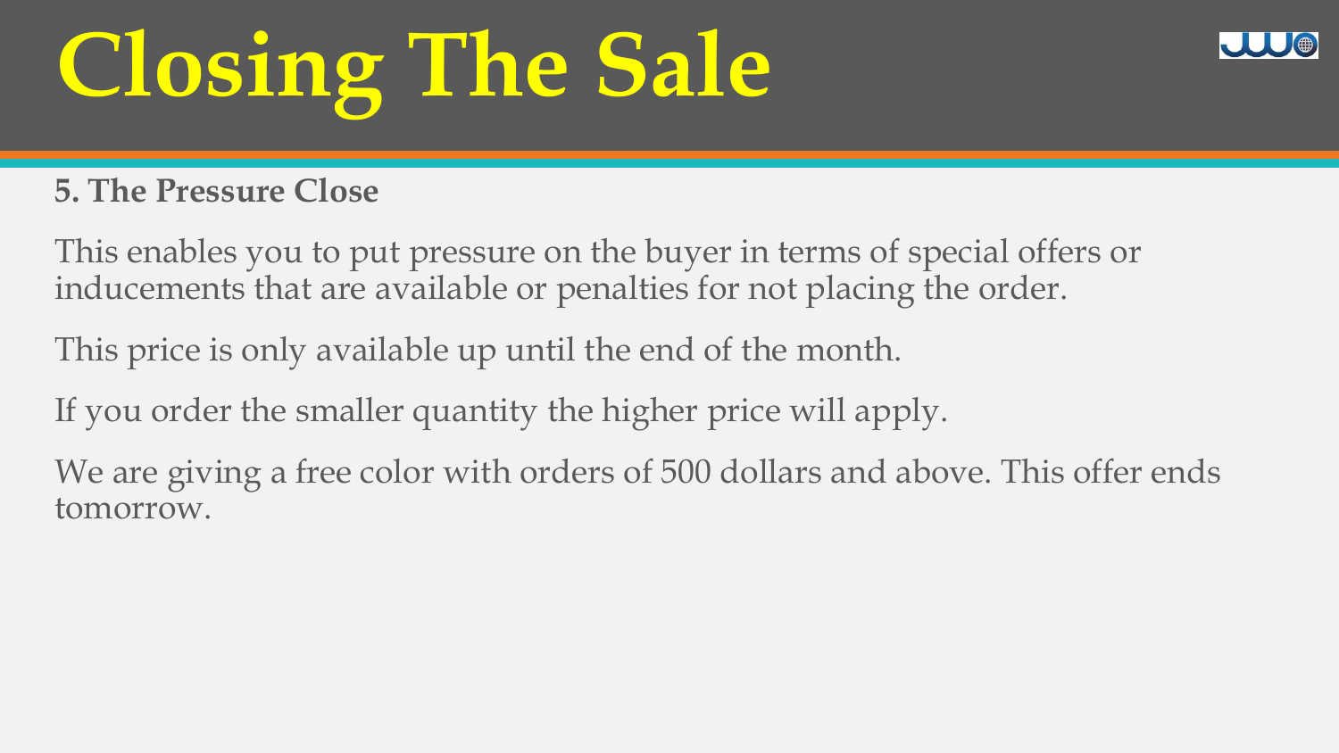# Closing The Sale

**5. The Pressure Close**

This enables you to put pressure on the buyer in terms of special offers or inducements that are available or penalties for not placing the order.

This price is only available up until the end of the month.

If you order the smaller quantity the higher price will apply.

We are giving a free color with orders of 500 dollars and above. This offer ends tomorrow.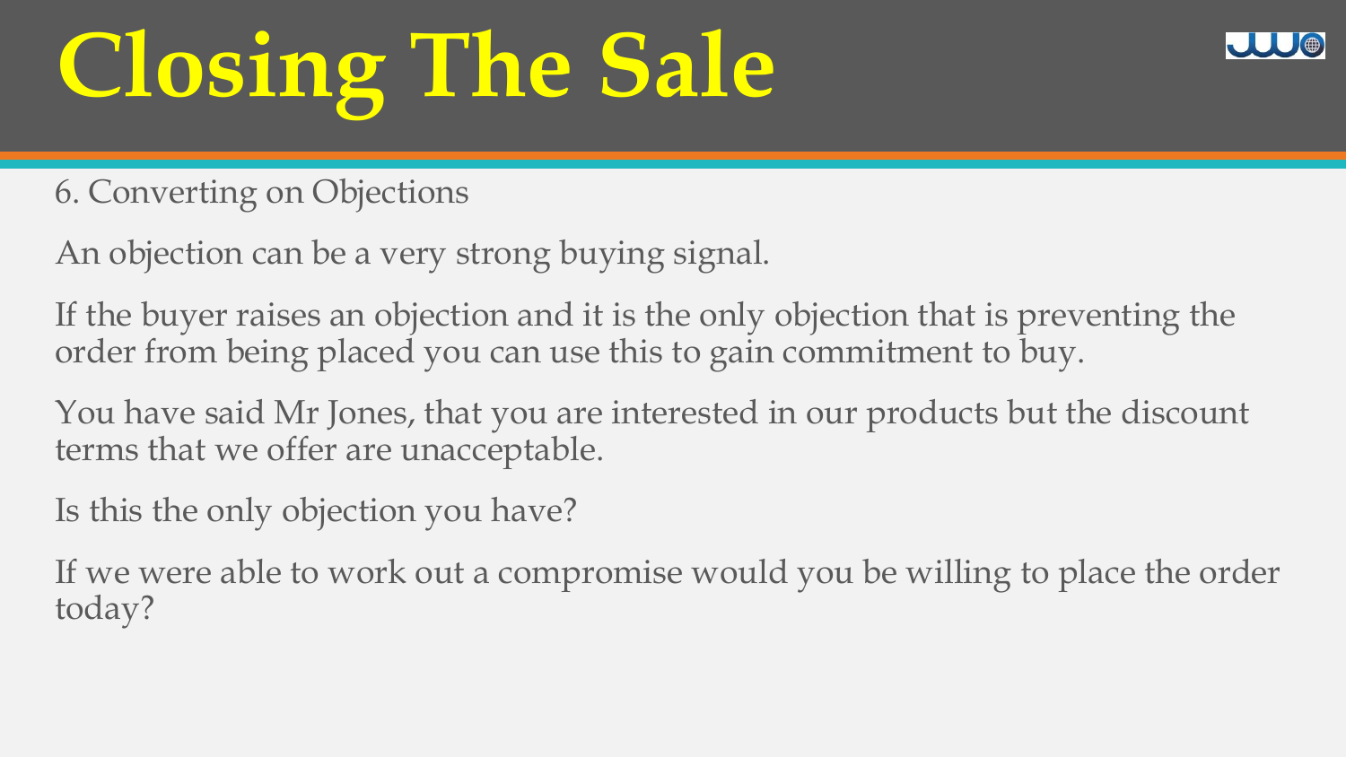# Closing The Sale

6. Converting on Objections

An objection can be a very strong buying signal.

If the buyer raises an objection and it is the only objection that is preventing the order from being placed you can use this to gain commitment to buy.

You have said Mr Jones, that you are interested in our products but the discount terms that we offer are unacceptable.

Is this the only objection you have?

If we were able to work out a compromise would you be willing to place the order today?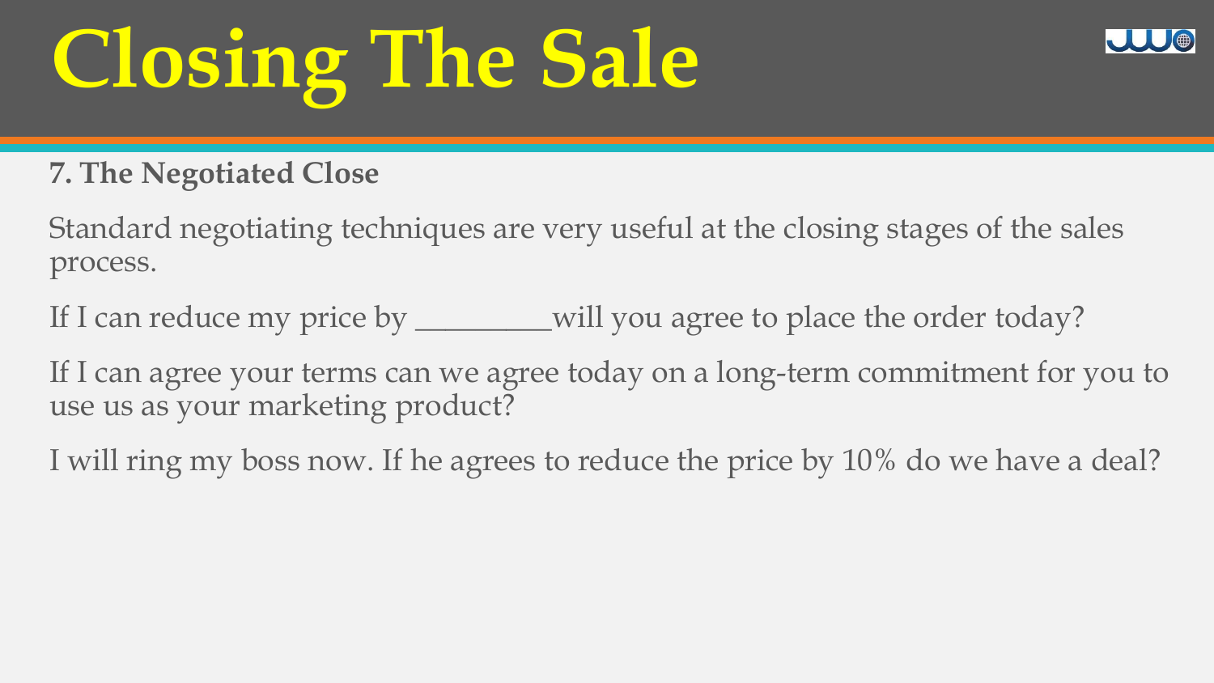# Closing The Sale

**7. The Negotiated Close**

Standard negotiating techniques are very useful at the closing stages of the sales process.

If I can reduce my price by _________will you agree to place the order today?

If I can agree your terms can we agree today on a long-term commitment for you to use us as your marketing product?

I will ring my boss now. If he agrees to reduce the price by 10% do we have a deal?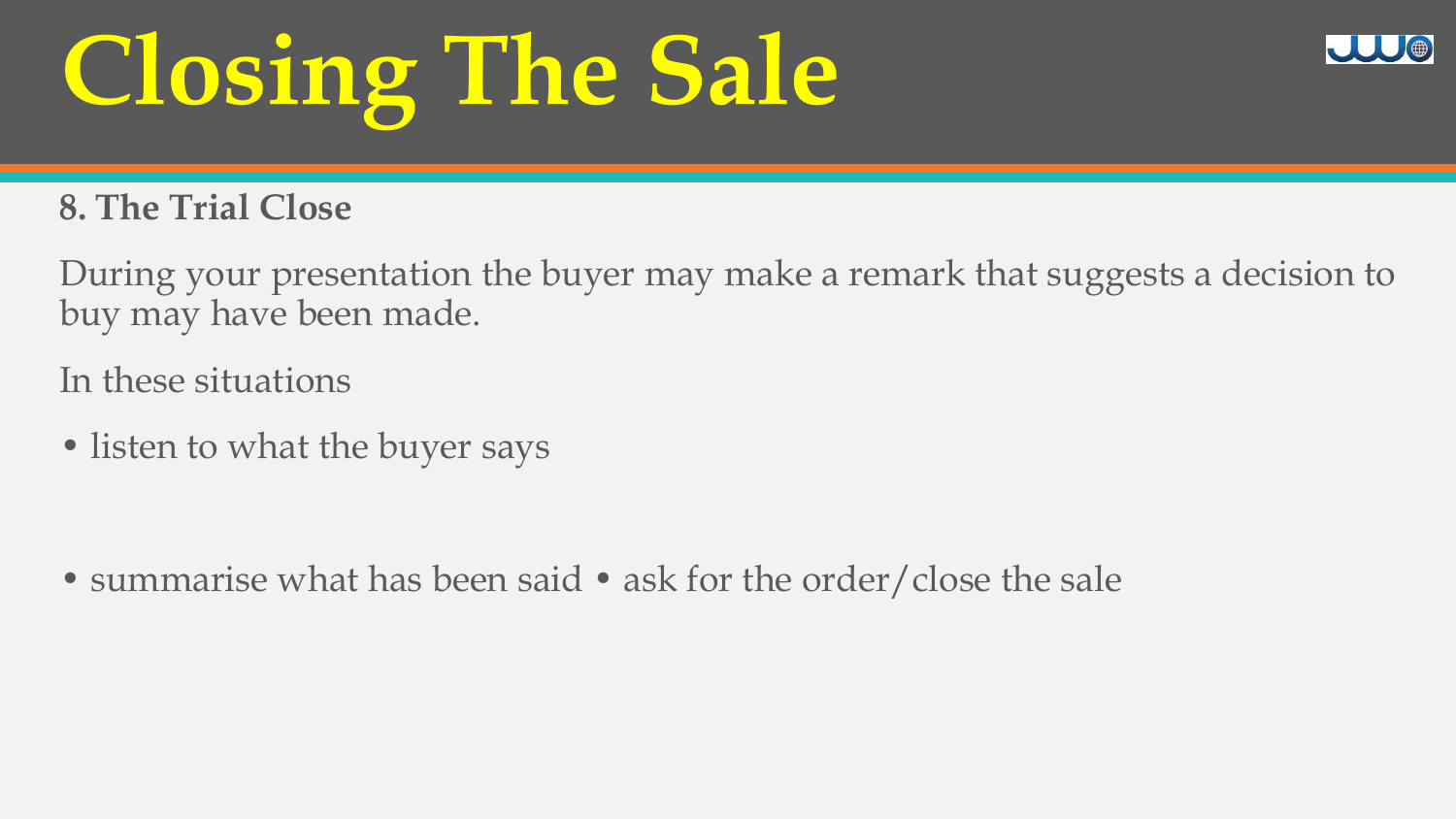# Closing The Sale

**8. The Trial Close**

During your presentation the buyer may make a remark that suggests a decision to buy may have been made.

In these situations

- listen to what the buyer says

- summarise what has been said • ask for the order/close the sale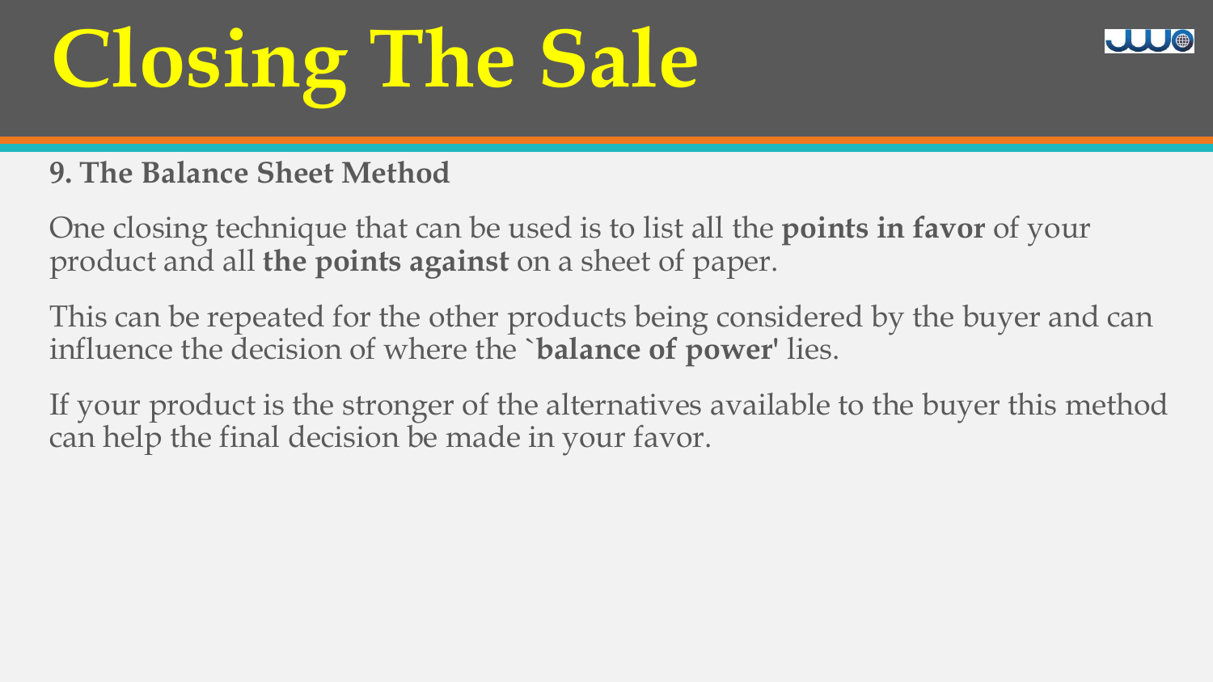# Closing The Sale

**9. The Balance Sheet Method**

One closing technique that can be used is to list all the **points in favor** of your product and all **the points against** on a sheet of paper.

This can be repeated for the other products being considered by the buyer and can influence the decision of where the **`balance of power'** lies.

If your product is the stronger of the alternatives available to the buyer this method can help the final decision be made in your favor.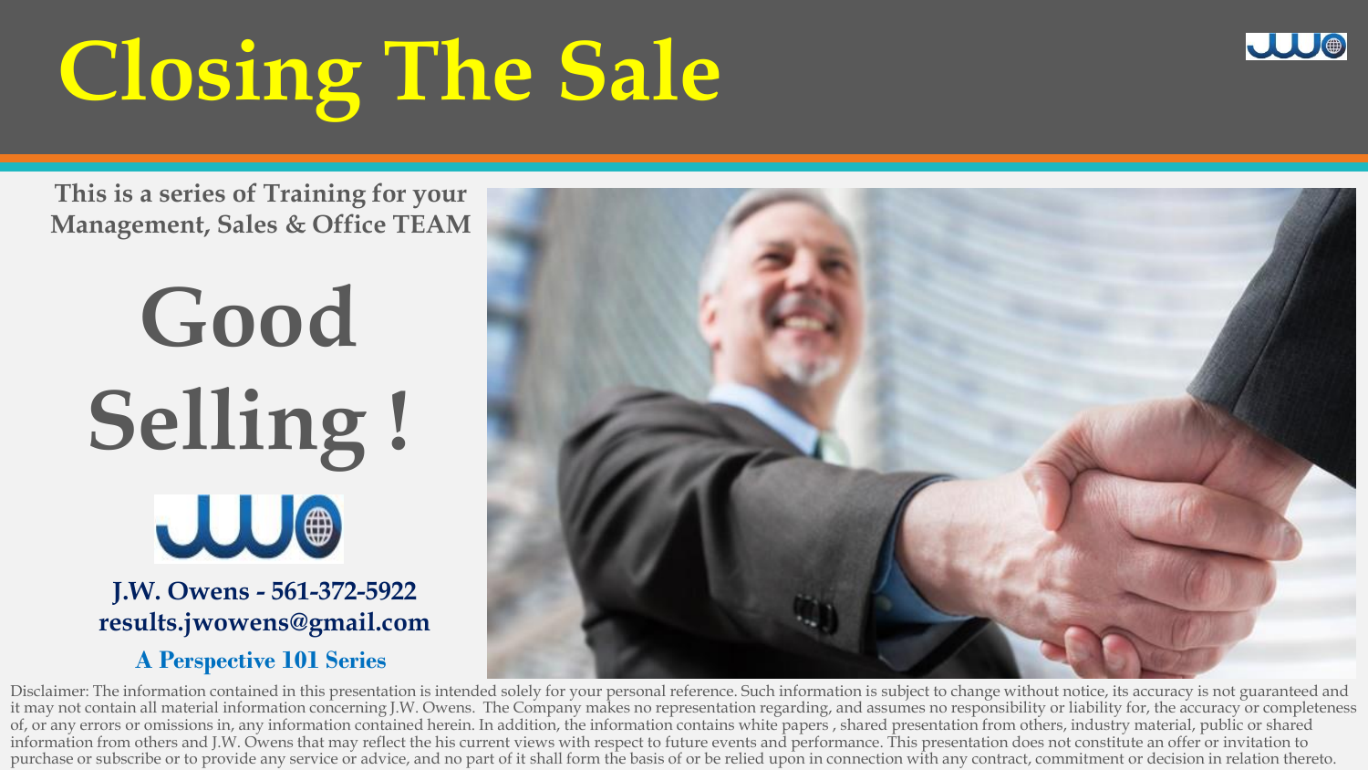# Closing The Sale

This is a series of Training for your Management, Sales & Office TEAM

## Good Selling !

**J.W. Owens - 561-372-5922**
**results.jwowens@gmail.com**

**A Perspective 101 Series**

Disclaimer: The information contained in this presentation is intended solely for your personal reference. Such information is subject to change without notice, its accuracy is not guaranteed and it may not contain all material information concerning J.W. Owens. The Company makes no representation regarding, and assumes no responsibility or liability for, the accuracy or completeness of, or any errors or omissions in, any information contained herein. In addition, the information contains white papers , shared presentation from others, industry material, public or shared information from others and J.W. Owens that may reflect the his current views with respect to future events and performance. This presentation does not constitute an offer or invitation to purchase or subscribe or to provide any service or advice, and no part of it shall form the basis of or be relied upon in connection with any contract, commitment or decision in relation thereto.